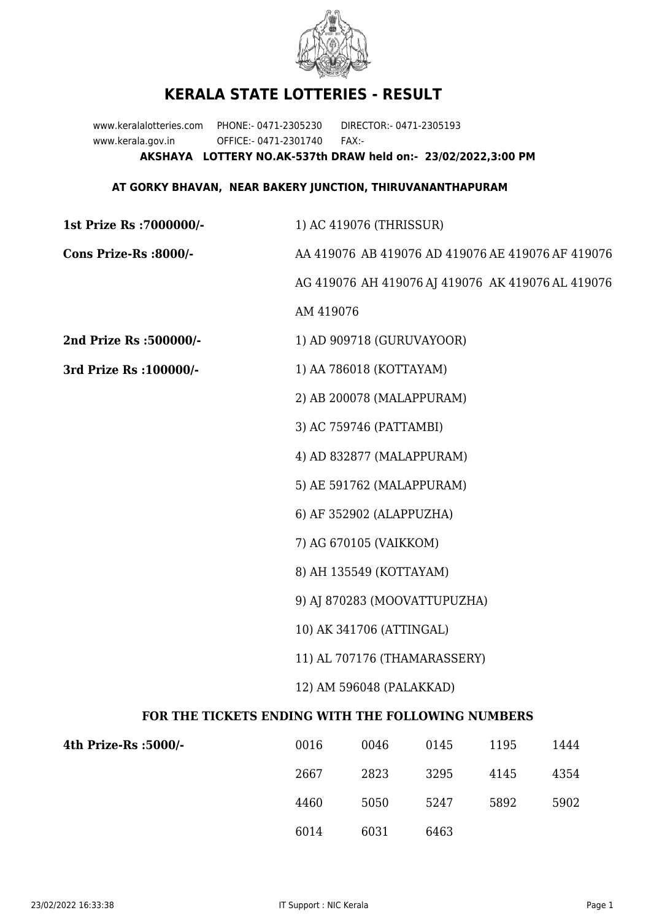# KERALA STATE LOTTERIES - RESULT

www.keralalotteries.com PHONE:- 0471-2305230 DIRECTOR:- 0471-2305193
www.kerala.gov.in OFFICE:- 0471-2301740 FAX:-

**AKSHAYA LOTTERY NO.AK-537th DRAW held on:- 23/02/2022,3:00 PM**

**AT GORKY BHAVAN, NEAR BAKERY JUNCTION, THIRUVANANTHAPURAM**

**1st Prize Rs :7000000/-** 1) AC 419076 (THRISSUR)

**Cons Prize-Rs :8000/-** AA 419076 AB 419076 AD 419076 AE 419076 AF 419076 AG 419076 AH 419076 AJ 419076 AK 419076 AL 419076 AM 419076

**2nd Prize Rs :500000/-** 1) AD 909718 (GURUVAYOOR)

**3rd Prize Rs :100000/-**

1) AA 786018 (KOTTAYAM)
2) AB 200078 (MALAPPURAM)
3) AC 759746 (PATTAMBI)
4) AD 832877 (MALAPPURAM)
5) AE 591762 (MALAPPURAM)
6) AF 352902 (ALAPPUZHA)
7) AG 670105 (VAIKKOM)
8) AH 135549 (KOTTAYAM)
9) AJ 870283 (MOOVATTUPUZHA)
10) AK 341706 (ATTINGAL)
11) AL 707176 (THAMARASSERY)
12) AM 596048 (PALAKKAD)

## FOR THE TICKETS ENDING WITH THE FOLLOWING NUMBERS

**4th Prize-Rs :5000/-**

| | | | | |
|---|---|---|---|---|
| 0016 | 0046 | 0145 | 1195 | 1444 |
| 2667 | 2823 | 3295 | 4145 | 4354 |
| 4460 | 5050 | 5247 | 5892 | 5902 |
| 6014 | 6031 | 6463 | | |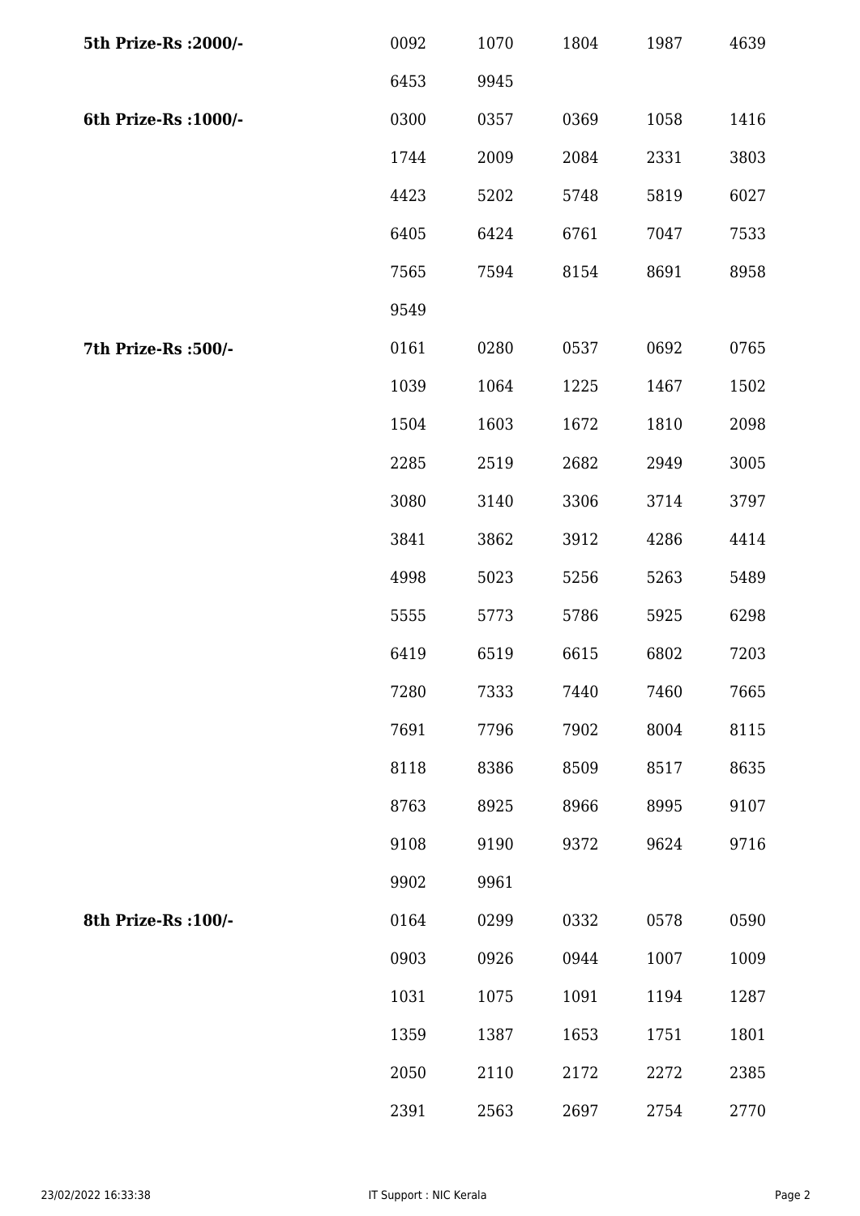| | | | | | |
|---|---|---|---|---|---|
| **5th Prize-Rs :2000/-** | 0092 | 1070 | 1804 | 1987 | 4639 |
| | 6453 | 9945 | | | |
| **6th Prize-Rs :1000/-** | 0300 | 0357 | 0369 | 1058 | 1416 |
| | 1744 | 2009 | 2084 | 2331 | 3803 |
| | 4423 | 5202 | 5748 | 5819 | 6027 |
| | 6405 | 6424 | 6761 | 7047 | 7533 |
| | 7565 | 7594 | 8154 | 8691 | 8958 |
| | 9549 | | | | |
| **7th Prize-Rs :500/-** | 0161 | 0280 | 0537 | 0692 | 0765 |
| | 1039 | 1064 | 1225 | 1467 | 1502 |
| | 1504 | 1603 | 1672 | 1810 | 2098 |
| | 2285 | 2519 | 2682 | 2949 | 3005 |
| | 3080 | 3140 | 3306 | 3714 | 3797 |
| | 3841 | 3862 | 3912 | 4286 | 4414 |
| | 4998 | 5023 | 5256 | 5263 | 5489 |
| | 5555 | 5773 | 5786 | 5925 | 6298 |
| | 6419 | 6519 | 6615 | 6802 | 7203 |
| | 7280 | 7333 | 7440 | 7460 | 7665 |
| | 7691 | 7796 | 7902 | 8004 | 8115 |
| | 8118 | 8386 | 8509 | 8517 | 8635 |
| | 8763 | 8925 | 8966 | 8995 | 9107 |
| | 9108 | 9190 | 9372 | 9624 | 9716 |
| | 9902 | 9961 | | | |
| **8th Prize-Rs :100/-** | 0164 | 0299 | 0332 | 0578 | 0590 |
| | 0903 | 0926 | 0944 | 1007 | 1009 |
| | 1031 | 1075 | 1091 | 1194 | 1287 |
| | 1359 | 1387 | 1653 | 1751 | 1801 |
| | 2050 | 2110 | 2172 | 2272 | 2385 |
| | 2391 | 2563 | 2697 | 2754 | 2770 |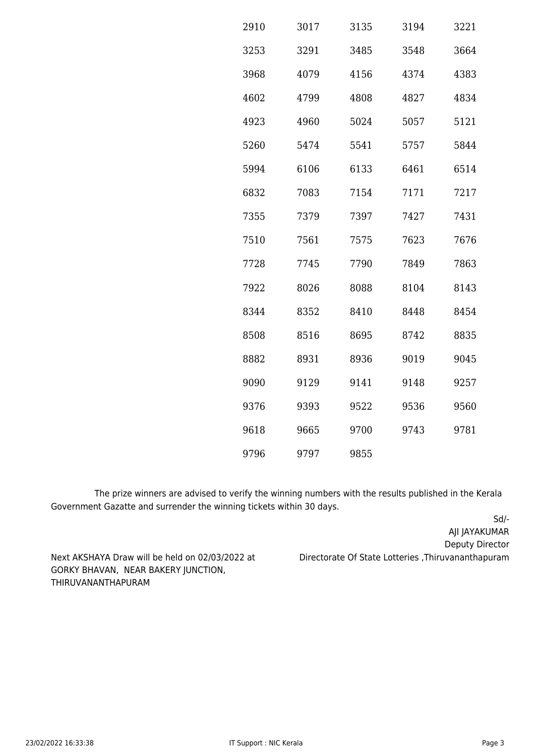| | | | | |
|---|---|---|---|---|
| 2910 | 3017 | 3135 | 3194 | 3221 |
| 3253 | 3291 | 3485 | 3548 | 3664 |
| 3968 | 4079 | 4156 | 4374 | 4383 |
| 4602 | 4799 | 4808 | 4827 | 4834 |
| 4923 | 4960 | 5024 | 5057 | 5121 |
| 5260 | 5474 | 5541 | 5757 | 5844 |
| 5994 | 6106 | 6133 | 6461 | 6514 |
| 6832 | 7083 | 7154 | 7171 | 7217 |
| 7355 | 7379 | 7397 | 7427 | 7431 |
| 7510 | 7561 | 7575 | 7623 | 7676 |
| 7728 | 7745 | 7790 | 7849 | 7863 |
| 7922 | 8026 | 8088 | 8104 | 8143 |
| 8344 | 8352 | 8410 | 8448 | 8454 |
| 8508 | 8516 | 8695 | 8742 | 8835 |
| 8882 | 8931 | 8936 | 9019 | 9045 |
| 9090 | 9129 | 9141 | 9148 | 9257 |
| 9376 | 9393 | 9522 | 9536 | 9560 |
| 9618 | 9665 | 9700 | 9743 | 9781 |
| 9796 | 9797 | 9855 | | |

The prize winners are advised to verify the winning numbers with the results published in the Kerala Government Gazatte and surrender the winning tickets within 30 days.

Sd/-
AJI JAYAKUMAR
Deputy Director
Directorate Of State Lotteries ,Thiruvananthapuram

Next AKSHAYA Draw will be held on 02/03/2022 at GORKY BHAVAN, NEAR BAKERY JUNCTION, THIRUVANANTHAPURAM

23/02/2022 16:33:38

IT Support : NIC Kerala